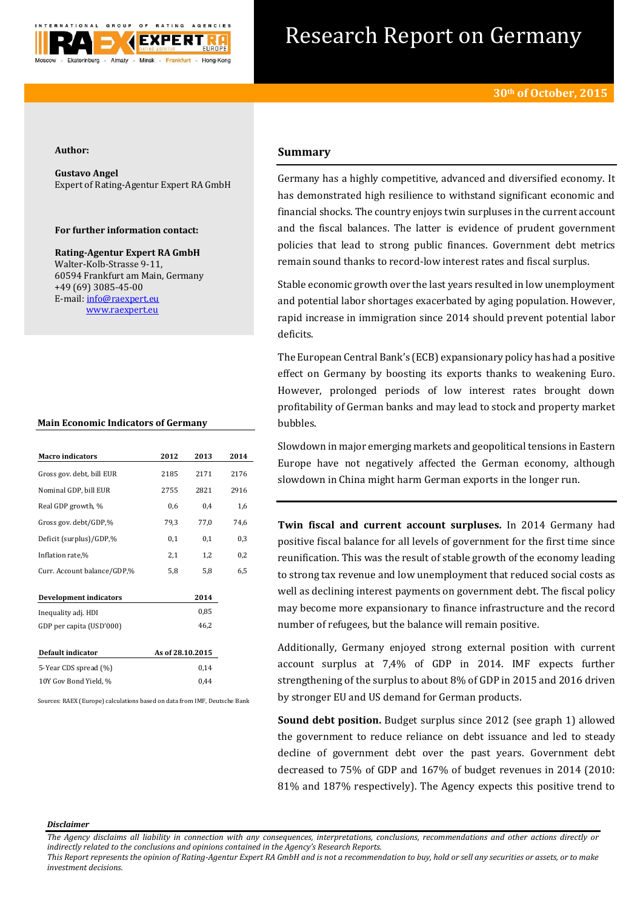# Research Report on Germany

**30th of October, 2015**

**Author:**

**Gustavo Angel**
Expert of Rating-Agentur Expert RA GmbH

**For further information contact:**

**Rating-Agentur Expert RA GmbH**
Walter-Kolb-Strasse 9-11,
60594 Frankfurt am Main, Germany
+49 (69) 3085-45-00
E-mail: info@raexpert.eu
www.raexpert.eu

**Main Economic Indicators of Germany**

| Macro indicators | 2012 | 2013 | 2014 |
|---|---|---|---|
| Gross gov. debt, bill EUR | 2185 | 2171 | 2176 |
| Nominal GDP, bill EUR | 2755 | 2821 | 2916 |
| Real GDP growth, % | 0,6 | 0,4 | 1,6 |
| Gross gov. debt/GDP,% | 79,3 | 77,0 | 74,6 |
| Deficit (surplus)/GDP,% | 0,1 | 0,1 | 0,3 |
| Inflation rate,% | 2,1 | 1,2 | 0,2 |
| Curr. Account balance/GDP,% | 5,8 | 5,8 | 6,5 |

| Development indicators | 2014 |
|---|---|
| Inequality adj. HDI | 0,85 |
| GDP per capita (USD'000) | 46,2 |

| Default indicator | As of 28.10.2015 |
|---|---|
| 5-Year CDS spread (%) | 0,14 |
| 10Y Gov Bond Yield, % | 0,44 |

Sources: RAEX (Europe) calculations based on data from IMF, Deutsche Bank

## Summary

Germany has a highly competitive, advanced and diversified economy. It has demonstrated high resilience to withstand significant economic and financial shocks. The country enjoys twin surpluses in the current account and the fiscal balances. The latter is evidence of prudent government policies that lead to strong public finances. Government debt metrics remain sound thanks to record-low interest rates and fiscal surplus.

Stable economic growth over the last years resulted in low unemployment and potential labor shortages exacerbated by aging population. However, rapid increase in immigration since 2014 should prevent potential labor deficits.

The European Central Bank's (ECB) expansionary policy has had a positive effect on Germany by boosting its exports thanks to weakening Euro. However, prolonged periods of low interest rates brought down profitability of German banks and may lead to stock and property market bubbles.

Slowdown in major emerging markets and geopolitical tensions in Eastern Europe have not negatively affected the German economy, although slowdown in China might harm German exports in the longer run.

**Twin fiscal and current account surpluses.** In 2014 Germany had positive fiscal balance for all levels of government for the first time since reunification. This was the result of stable growth of the economy leading to strong tax revenue and low unemployment that reduced social costs as well as declining interest payments on government debt. The fiscal policy may become more expansionary to finance infrastructure and the record number of refugees, but the balance will remain positive.

Additionally, Germany enjoyed strong external position with current account surplus at 7,4% of GDP in 2014. IMF expects further strengthening of the surplus to about 8% of GDP in 2015 and 2016 driven by stronger EU and US demand for German products.

**Sound debt position.** Budget surplus since 2012 (see graph 1) allowed the government to reduce reliance on debt issuance and led to steady decline of government debt over the past years. Government debt decreased to 75% of GDP and 167% of budget revenues in 2014 (2010: 81% and 187% respectively). The Agency expects this positive trend to

*Disclaimer*

*The Agency disclaims all liability in connection with any consequences, interpretations, conclusions, recommendations and other actions directly or indirectly related to the conclusions and opinions contained in the Agency's Research Reports.*
*This Report represents the opinion of Rating-Agentur Expert RA GmbH and is not a recommendation to buy, hold or sell any securities or assets, or to make investment decisions.*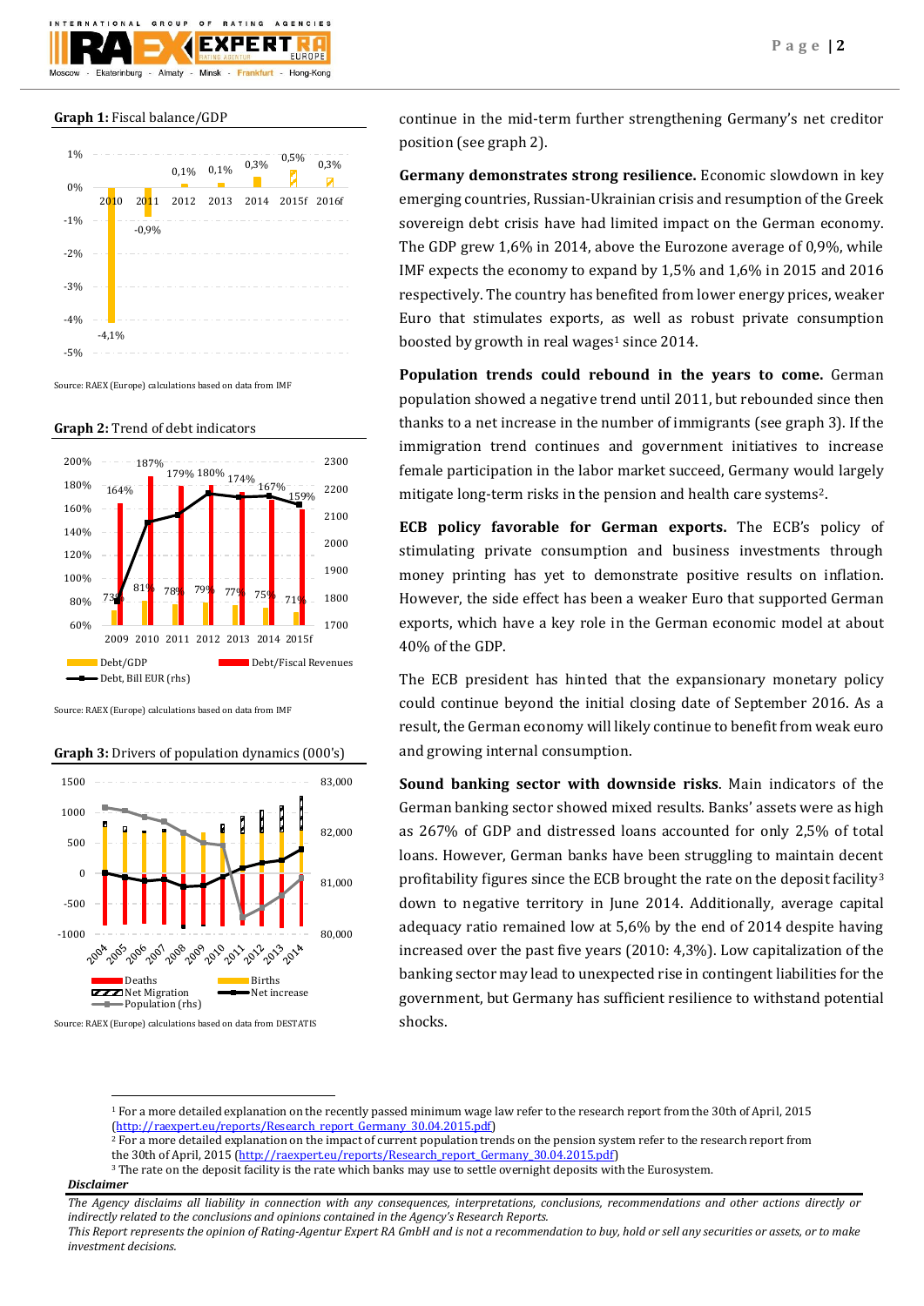**Graph 1:** Fiscal balance/GDP

1%
0%
-1%
-2%
-3%
-4%
-5%

2010 2011 2012 2013 2014 2015f 2016f

-4,1% -0,9% 0,1% 0,1% 0,3% 0,5% 0,3%

Source: RAEX (Europe) calculations based on data from IMF

**Graph 2:** Trend of debt indicators

200% 180% 160% 140% 120% 100% 80% 60%

2300 2200 2100 2000 1900 1800 1700

2009 2010 2011 2012 2013 2014 2015f

164% 187% 179% 180% 174% 167% 159%

73% 81% 78% 79% 77% 75% 71%

Debt/GDP
Debt/Fiscal Revenues
Debt, Bill EUR (rhs)

Source: RAEX (Europe) calculations based on data from IMF

**Graph 3:** Drivers of population dynamics (000's)

1500 1000 500 0 -500 -1000

83,000 82,000 81,000 80,000

2004 2005 2006 2007 2008 2009 2010 2011 2012 2013 2014

Deaths
Births
Net Migration
Net increase
Population (rhs)

Source: RAEX (Europe) calculations based on data from DESTATIS

continue in the mid-term further strengthening Germany's net creditor position (see graph 2).

**Germany demonstrates strong resilience.** Economic slowdown in key emerging countries, Russian-Ukrainian crisis and resumption of the Greek sovereign debt crisis have had limited impact on the German economy. The GDP grew 1,6% in 2014, above the Eurozone average of 0,9%, while IMF expects the economy to expand by 1,5% and 1,6% in 2015 and 2016 respectively. The country has benefited from lower energy prices, weaker Euro that stimulates exports, as well as robust private consumption boosted by growth in real wages[1] since 2014.

**Population trends could rebound in the years to come.** German population showed a negative trend until 2011, but rebounded since then thanks to a net increase in the number of immigrants (see graph 3). If the immigration trend continues and government initiatives to increase female participation in the labor market succeed, Germany would largely mitigate long-term risks in the pension and health care systems[2].

**ECB policy favorable for German exports.** The ECB's policy of stimulating private consumption and business investments through money printing has yet to demonstrate positive results on inflation. However, the side effect has been a weaker Euro that supported German exports, which have a key role in the German economic model at about 40% of the GDP.

The ECB president has hinted that the expansionary monetary policy could continue beyond the initial closing date of September 2016. As a result, the German economy will likely continue to benefit from weak euro and growing internal consumption.

**Sound banking sector with downside risks**. Main indicators of the German banking sector showed mixed results. Banks' assets were as high as 267% of GDP and distressed loans accounted for only 2,5% of total loans. However, German banks have been struggling to maintain decent profitability figures since the ECB brought the rate on the deposit facility[3] down to negative territory in June 2014. Additionally, average capital adequacy ratio remained low at 5,6% by the end of 2014 despite having increased over the past five years (2010: 4,3%). Low capitalization of the banking sector may lead to unexpected rise in contingent liabilities for the government, but Germany has sufficient resilience to withstand potential shocks.

---

[1] For a more detailed explanation on the recently passed minimum wage law refer to the research report from the 30th of April, 2015 (http://raexpert.eu/reports/Research_report_Germany_30.04.2015.pdf)

[2] For a more detailed explanation on the impact of current population trends on the pension system refer to the research report from the 30th of April, 2015 (http://raexpert.eu/reports/Research_report_Germany_30.04.2015.pdf)

[3] The rate on the deposit facility is the rate which banks may use to settle overnight deposits with the Eurosystem.

***Disclaimer***

*The Agency disclaims all liability in connection with any consequences, interpretations, conclusions, recommendations and other actions directly or indirectly related to the conclusions and opinions contained in the Agency's Research Reports.*

*This Report represents the opinion of Rating-Agentur Expert RA GmbH and is not a recommendation to buy, hold or sell any securities or assets, or to make investment decisions.*